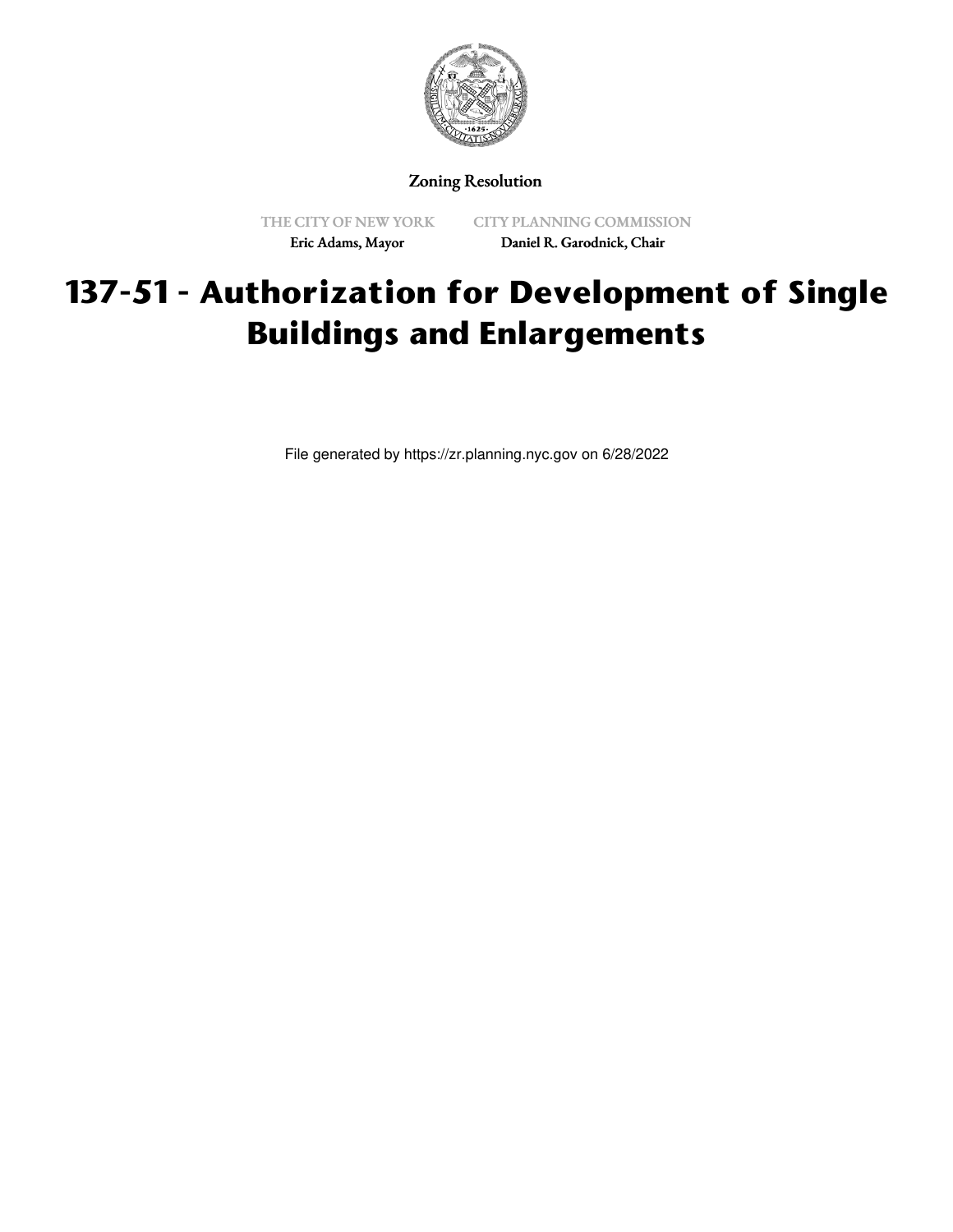Zoning Resolution

THE CITY OF NEW YORK
Eric Adams, Mayor

CITY PLANNING COMMISSION
Daniel R. Garodnick, Chair

# 137-51 - Authorization for Development of Single Buildings and Enlargements

File generated by https://zr.planning.nyc.gov on 6/28/2022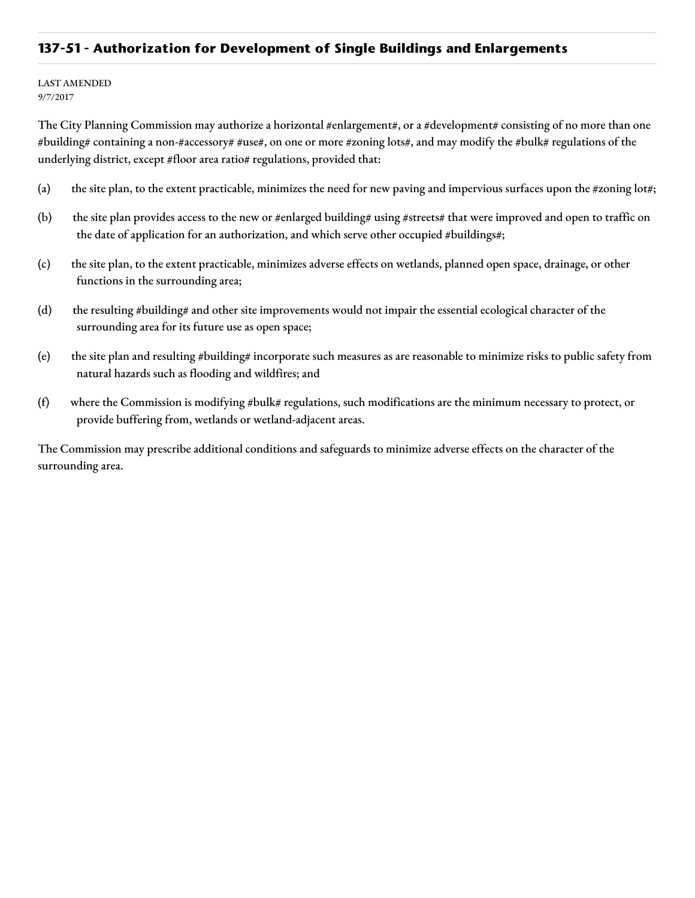## 137-51 - Authorization for Development of Single Buildings and Enlargements

LAST AMENDED
9/7/2017

The City Planning Commission may authorize a horizontal #enlargement#, or a #development# consisting of no more than one #building# containing a non-#accessory# #use#, on one or more #zoning lots#, and may modify the #bulk# regulations of the underlying district, except #floor area ratio# regulations, provided that:

(a) the site plan, to the extent practicable, minimizes the need for new paving and impervious surfaces upon the #zoning lot#;

(b) the site plan provides access to the new or #enlarged building# using #streets# that were improved and open to traffic on the date of application for an authorization, and which serve other occupied #buildings#;

(c) the site plan, to the extent practicable, minimizes adverse effects on wetlands, planned open space, drainage, or other functions in the surrounding area;

(d) the resulting #building# and other site improvements would not impair the essential ecological character of the surrounding area for its future use as open space;

(e) the site plan and resulting #building# incorporate such measures as are reasonable to minimize risks to public safety from natural hazards such as flooding and wildfires; and

(f) where the Commission is modifying #bulk# regulations, such modifications are the minimum necessary to protect, or provide buffering from, wetlands or wetland-adjacent areas.

The Commission may prescribe additional conditions and safeguards to minimize adverse effects on the character of the surrounding area.